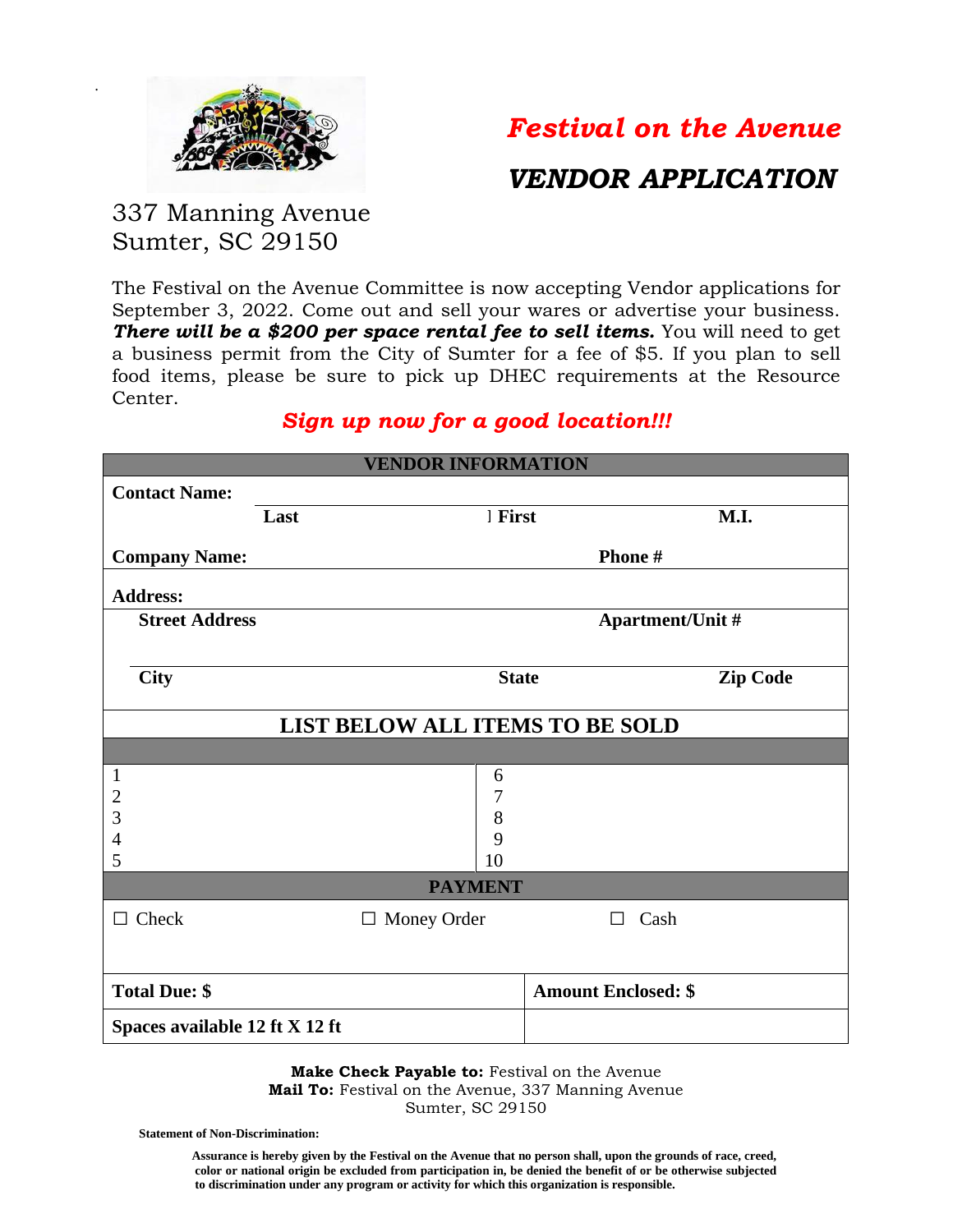# *Festival on the Avenue*

## *VENDOR APPLICATION*

337 Manning Avenue
Sumter, SC 29150

The Festival on the Avenue Committee is now accepting Vendor applications for September 3, 2022. Come out and sell your wares or advertise your business. ***There will be a $200 per space rental fee to sell items.*** You will need to get a business permit from the City of Sumter for a fee of $5. If you plan to sell food items, please be sure to pick up DHEC requirements at the Resource Center.

***Sign up now for a good location!!!***

| **VENDOR INFORMATION** | | |
|---|---|---|
| **Contact Name:** | | |
| **Last** | **First** | **M.I.** |
| **Company Name:** | | **Phone #** |
| **Address:** | | |
| **Street Address** | | **Apartment/Unit #** |
| **City** | **State** | **Zip Code** |

| **LIST BELOW ALL ITEMS TO BE SOLD** | |
|---|---|
| 1 | 6 |
| 2 | 7 |
| 3 | 8 |
| 4 | 9 |
| 5 | 10 |

| **PAYMENT** | | |
|---|---|---|
| ☐ Check | ☐ Money Order | ☐ Cash |
| **Total Due: $** | **Amount Enclosed: $** | |
| **Spaces available 12 ft X 12 ft** | | |

**Make Check Payable to:** Festival on the Avenue
**Mail To:** Festival on the Avenue, 337 Manning Avenue
Sumter, SC 29150

**Statement of Non-Discrimination:**

**Assurance is hereby given by the Festival on the Avenue that no person shall, upon the grounds of race, creed, color or national origin be excluded from participation in, be denied the benefit of or be otherwise subjected to discrimination under any program or activity for which this organization is responsible.**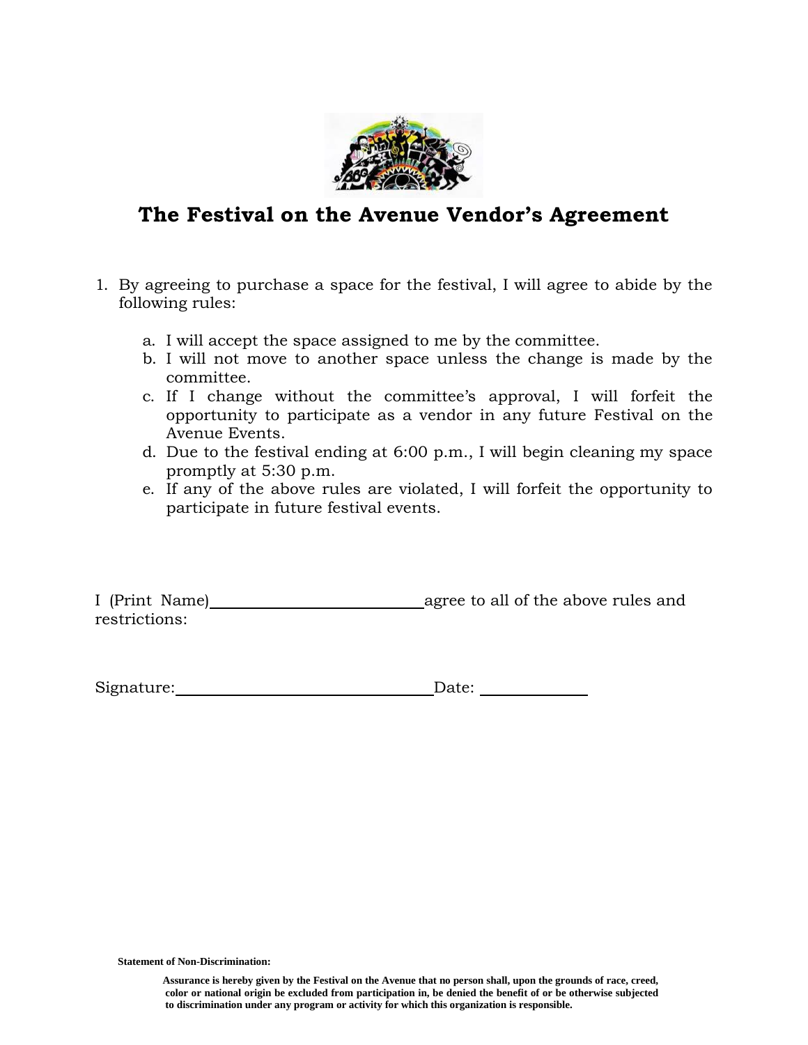# The Festival on the Avenue Vendor's Agreement

1. By agreeing to purchase a space for the festival, I will agree to abide by the following rules:

   a. I will accept the space assigned to me by the committee.
   b. I will not move to another space unless the change is made by the committee.
   c. If I change without the committee's approval, I will forfeit the opportunity to participate as a vendor in any future Festival on the Avenue Events.
   d. Due to the festival ending at 6:00 p.m., I will begin cleaning my space promptly at 5:30 p.m.
   e. If any of the above rules are violated, I will forfeit the opportunity to participate in future festival events.

I (Print Name)\_\_\_\_\_\_\_\_\_\_\_\_\_\_\_\_\_\_\_\_\_\_\_\_\_\_agree to all of the above rules and restrictions:

Signature:\_\_\_\_\_\_\_\_\_\_\_\_\_\_\_\_\_\_\_\_\_\_\_\_\_\_\_\_\_\_\_\_Date: \_\_\_\_\_\_\_\_\_\_\_\_\_

**Statement of Non-Discrimination:**

**Assurance is hereby given by the Festival on the Avenue that no person shall, upon the grounds of race, creed, color or national origin be excluded from participation in, be denied the benefit of or be otherwise subjected to discrimination under any program or activity for which this organization is responsible.**